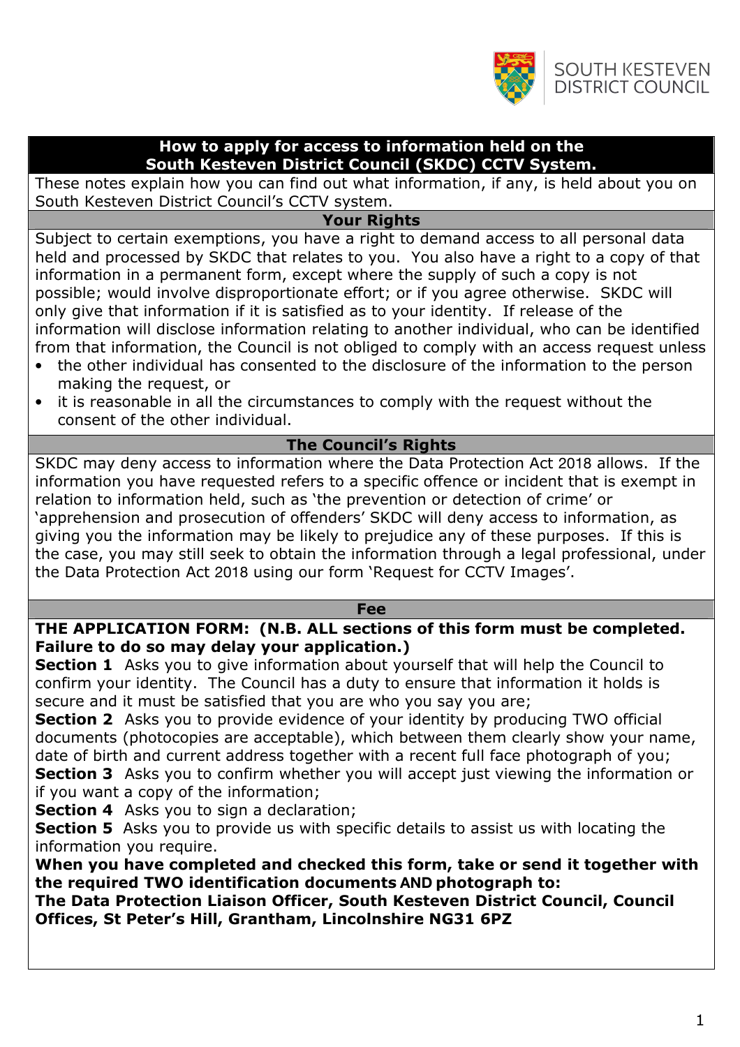SOUTH KESTEVEN DISTRICT COUNCIL

# How to apply for access to information held on the South Kesteven District Council (SKDC) CCTV System.

These notes explain how you can find out what information, if any, is held about you on South Kesteven District Council's CCTV system.

## Your Rights

Subject to certain exemptions, you have a right to demand access to all personal data held and processed by SKDC that relates to you. You also have a right to a copy of that information in a permanent form, except where the supply of such a copy is not possible; would involve disproportionate effort; or if you agree otherwise. SKDC will only give that information if it is satisfied as to your identity. If release of the information will disclose information relating to another individual, who can be identified from that information, the Council is not obliged to comply with an access request unless

- the other individual has consented to the disclosure of the information to the person making the request, or
- it is reasonable in all the circumstances to comply with the request without the consent of the other individual.

## The Council's Rights

SKDC may deny access to information where the Data Protection Act 2018 allows. If the information you have requested refers to a specific offence or incident that is exempt in relation to information held, such as 'the prevention or detection of crime' or 'apprehension and prosecution of offenders' SKDC will deny access to information, as giving you the information may be likely to prejudice any of these purposes. If this is the case, you may still seek to obtain the information through a legal professional, under the Data Protection Act 2018 using our form 'Request for CCTV Images'.

## Fee

**THE APPLICATION FORM: (N.B. ALL sections of this form must be completed. Failure to do so may delay your application.)**

**Section 1** Asks you to give information about yourself that will help the Council to confirm your identity. The Council has a duty to ensure that information it holds is secure and it must be satisfied that you are who you say you are;

**Section 2** Asks you to provide evidence of your identity by producing TWO official documents (photocopies are acceptable), which between them clearly show your name, date of birth and current address together with a recent full face photograph of you;

**Section 3** Asks you to confirm whether you will accept just viewing the information or if you want a copy of the information;

**Section 4** Asks you to sign a declaration;

**Section 5** Asks you to provide us with specific details to assist us with locating the information you require.

**When you have completed and checked this form, take or send it together with the required TWO identification documents AND photograph to:**

**The Data Protection Liaison Officer, South Kesteven District Council, Council Offices, St Peter's Hill, Grantham, Lincolnshire NG31 6PZ**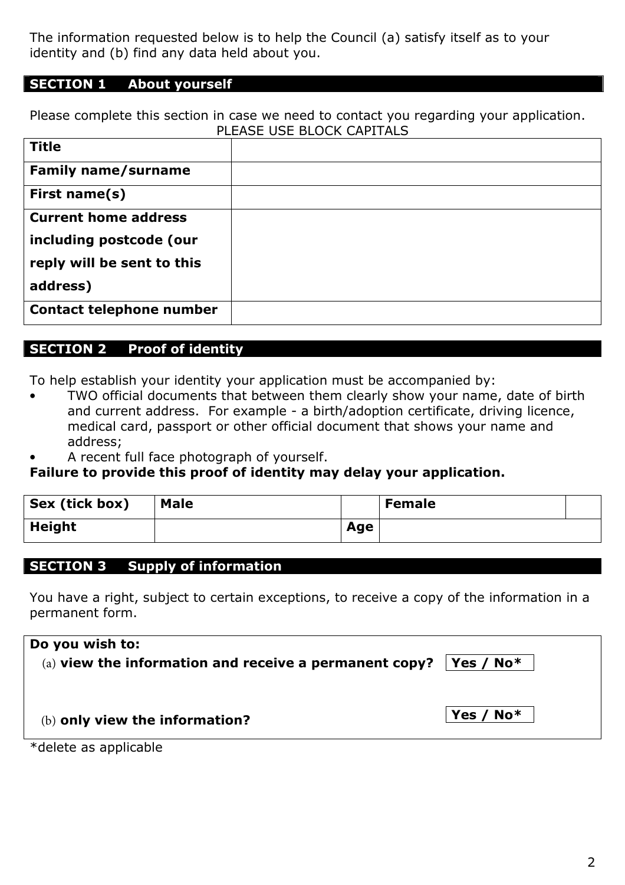The information requested below is to help the Council (a) satisfy itself as to your identity and (b) find any data held about you.

## SECTION 1 About yourself

Please complete this section in case we need to contact you regarding your application.

PLEASE USE BLOCK CAPITALS

| | |
|---|---|
| **Title** | |
| **Family name/surname** | |
| **First name(s)** | |
| **Current home address including postcode (our reply will be sent to this address)** | |
| **Contact telephone number** | |

## SECTION 2 Proof of identity

To help establish your identity your application must be accompanied by:

- TWO official documents that between them clearly show your name, date of birth and current address. For example - a birth/adoption certificate, driving licence, medical card, passport or other official document that shows your name and address;
- A recent full face photograph of yourself.

**Failure to provide this proof of identity may delay your application.**

| | | | | |
|---|---|---|---|---|
| **Sex (tick box)** | **Male** | | **Female** | |
| **Height** | | **Age** | | |

## SECTION 3 Supply of information

You have a right, subject to certain exceptions, to receive a copy of the information in a permanent form.

| **Do you wish to:** | |
|---|---|
| (a) **view the information and receive a permanent copy?** | **Yes / No*** |
| (b) **only view the information?** | **Yes / No*** |

*delete as applicable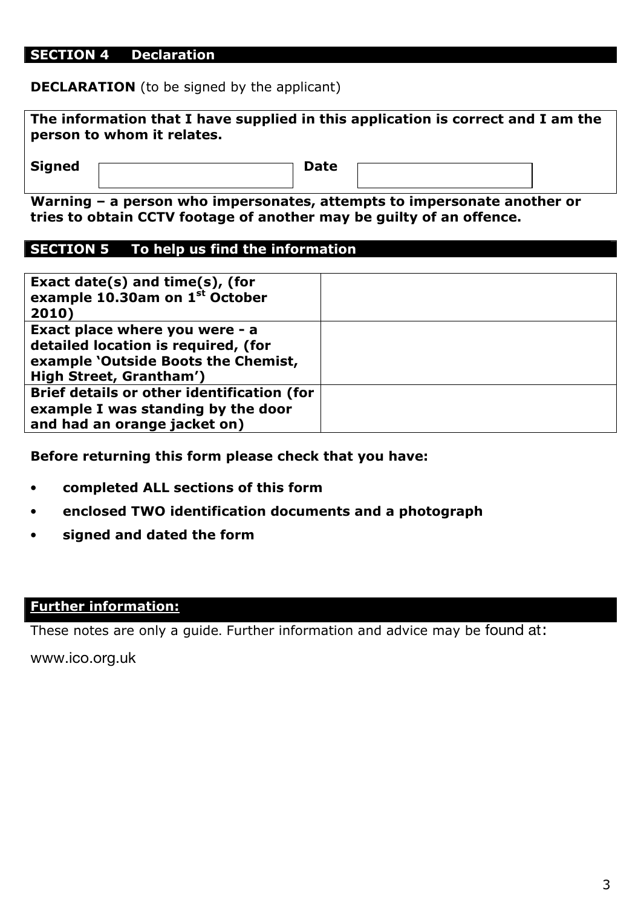## SECTION 4 Declaration

**DECLARATION** (to be signed by the applicant)

**The information that I have supplied in this application is correct and I am the person to whom it relates.**

**Signed** \_\_\_\_\_\_\_\_\_\_\_\_\_\_\_\_\_\_ **Date** \_\_\_\_\_\_\_\_\_\_\_\_\_\_\_\_\_\_

**Warning – a person who impersonates, attempts to impersonate another or tries to obtain CCTV footage of another may be guilty of an offence.**

## SECTION 5 To help us find the information

| | |
|---|---|
| **Exact date(s) and time(s), (for example 10.30am on 1st October 2010)** | |
| **Exact place where you were - a detailed location is required, (for example 'Outside Boots the Chemist, High Street, Grantham')** | |
| **Brief details or other identification (for example I was standing by the door and had an orange jacket on)** | |

**Before returning this form please check that you have:**

- **completed ALL sections of this form**
- **enclosed TWO identification documents and a photograph**
- **signed and dated the form**

## Further information:

These notes are only a guide. Further information and advice may be found at:

www.ico.org.uk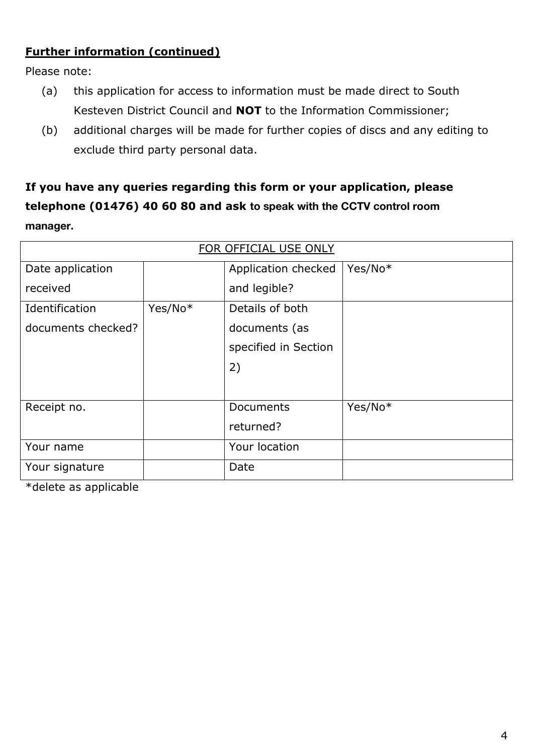**Further information (continued)**

Please note:

(a) this application for access to information must be made direct to South Kesteven District Council and **NOT** to the Information Commissioner;

(b) additional charges will be made for further copies of discs and any editing to exclude third party personal data.

**If you have any queries regarding this form or your application, please telephone (01476) 40 60 80 and ask to speak with the CCTV control room manager.**

| FOR OFFICIAL USE ONLY | | | |
|---|---|---|---|
| Date application received | | Application checked and legible? | Yes/No* |
| Identification documents checked? | Yes/No* | Details of both documents (as specified in Section 2) | |
| Receipt no. | | Documents returned? | Yes/No* |
| Your name | | Your location | |
| Your signature | | Date | |

*delete as applicable